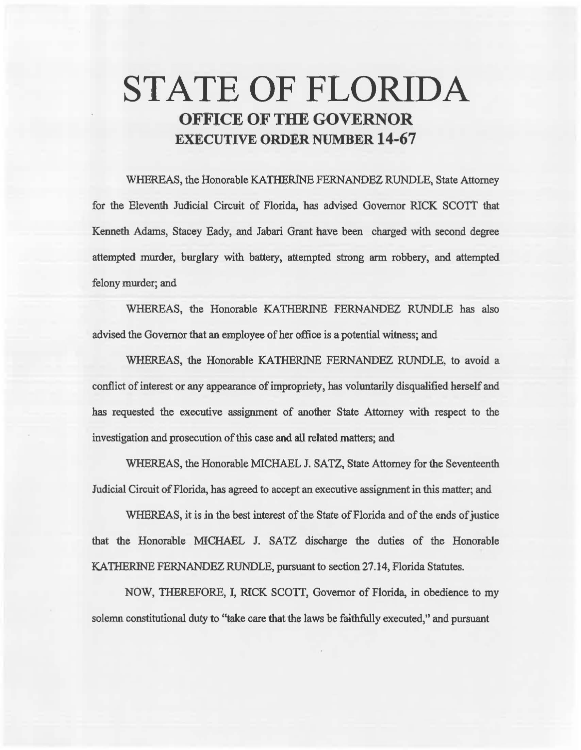# STATE OF FLORIDA

## OFFICE OF THE GOVERNOR

## EXECUTIVE ORDER NUMBER 14-67

WHEREAS, the Honorable KATHERINE FERNANDEZ RUNDLE, State Attorney for the Eleventh Judicial Circuit of Florida, has advised Governor RICK SCOTT that Kenneth Adams, Stacey Eady, and Jabari Grant have been charged with second degree attempted murder, burglary with battery, attempted strong arm robbery, and attempted felony murder; and

WHEREAS, the Honorable KATHERINE FERNANDEZ RUNDLE has also advised the Governor that an employee of her office is a potential witness; and

WHEREAS, the Honorable KATHERINE FERNANDEZ RUNDLE, to avoid a conflict of interest or any appearance of impropriety, has voluntarily disqualified herself and has requested the executive assignment of another State Attorney with respect to the investigation and prosecution of this case and all related matters; and

WHEREAS, the Honorable MICHAEL J. SATZ, State Attorney for the Seventeenth Judicial Circuit of Florida, has agreed to accept an executive assignment in this matter; and

WHEREAS, it is in the best interest of the State of Florida and of the ends of justice that the Honorable MICHAEL J. SATZ discharge the duties of the Honorable KATHERINE FERNANDEZ RUNDLE, pursuant to section 27.14, Florida Statutes.

NOW, THEREFORE, I, RICK SCOTT, Governor of Florida, in obedience to my solemn constitutional duty to "take care that the laws be faithfully executed," and pursuant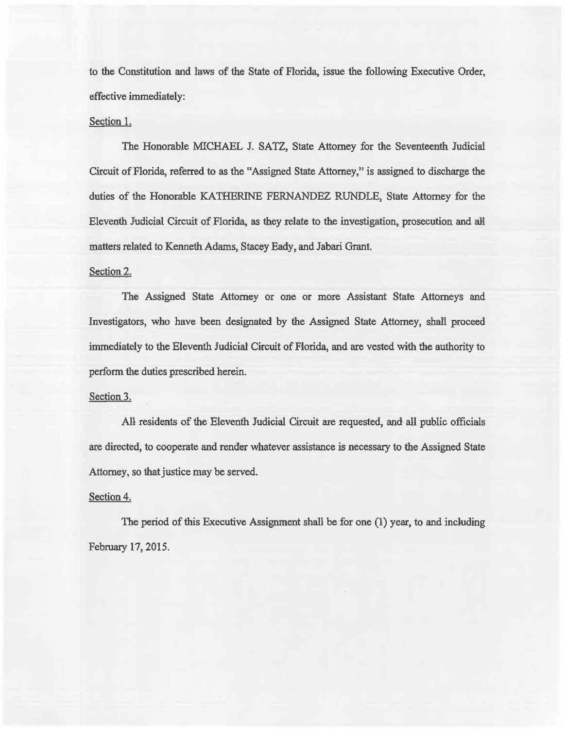to the Constitution and laws of the State of Florida, issue the following Executive Order, effective immediately:

Section 1.

The Honorable MICHAEL J. SATZ, State Attorney for the Seventeenth Judicial Circuit of Florida, referred to as the "Assigned State Attorney," is assigned to discharge the duties of the Honorable KATHERINE FERNANDEZ RUNDLE, State Attorney for the Eleventh Judicial Circuit of Florida, as they relate to the investigation, prosecution and all matters related to Kenneth Adams, Stacey Eady, and Jabari Grant.

Section 2.

The Assigned State Attorney or one or more Assistant State Attorneys and Investigators, who have been designated by the Assigned State Attorney, shall proceed immediately to the Eleventh Judicial Circuit of Florida, and are vested with the authority to perform the duties prescribed herein.

Section 3.

All residents of the Eleventh Judicial Circuit are requested, and all public officials are directed, to cooperate and render whatever assistance is necessary to the Assigned State Attorney, so that justice may be served.

Section 4.

The period of this Executive Assignment shall be for one (1) year, to and including February 17, 2015.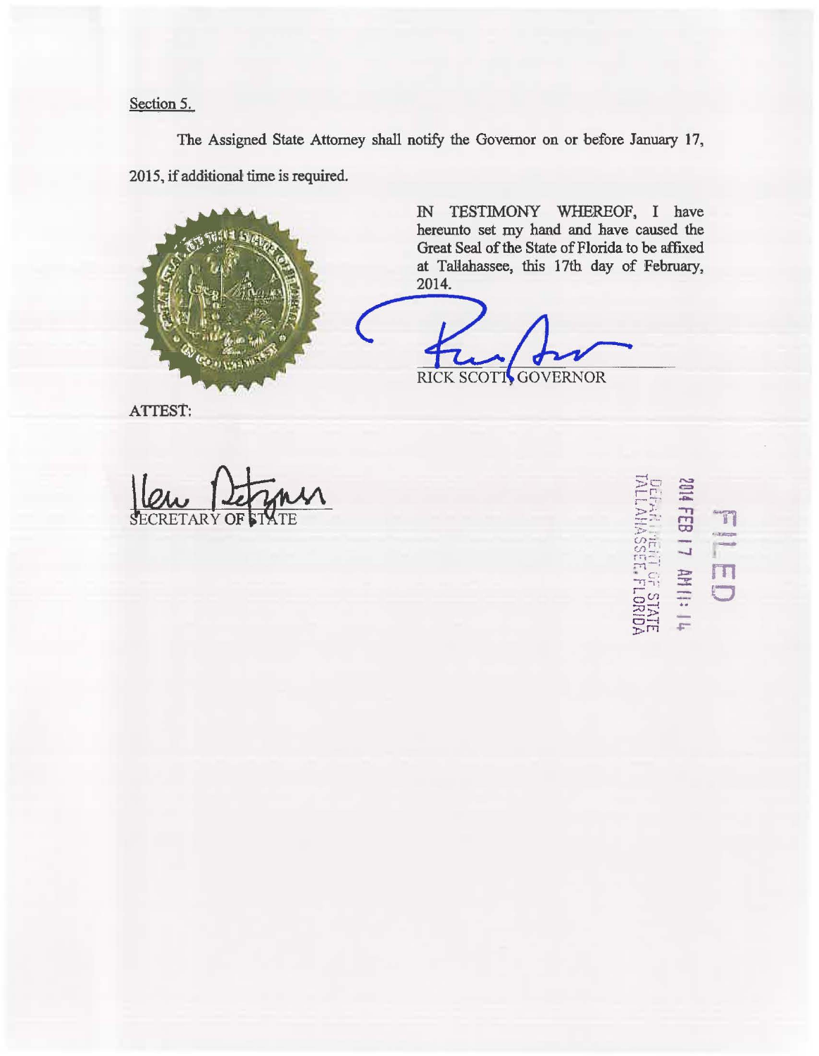Section 5.

The Assigned State Attorney shall notify the Governor on or before January 17, 2015, if additional time is required.

IN TESTIMONY WHEREOF, I have hereunto set my hand and have caused the Great Seal of the State of Florida to be affixed at Tallahassee, this 17th day of February, 2014.

RICK SCOTT, GOVERNOR

ATTEST:

SECRETARY OF STATE

FILED

2014 FEB 17 AM 11: 14

DEPARTMENT OF STATE
TALLAHASSEE, FLORIDA